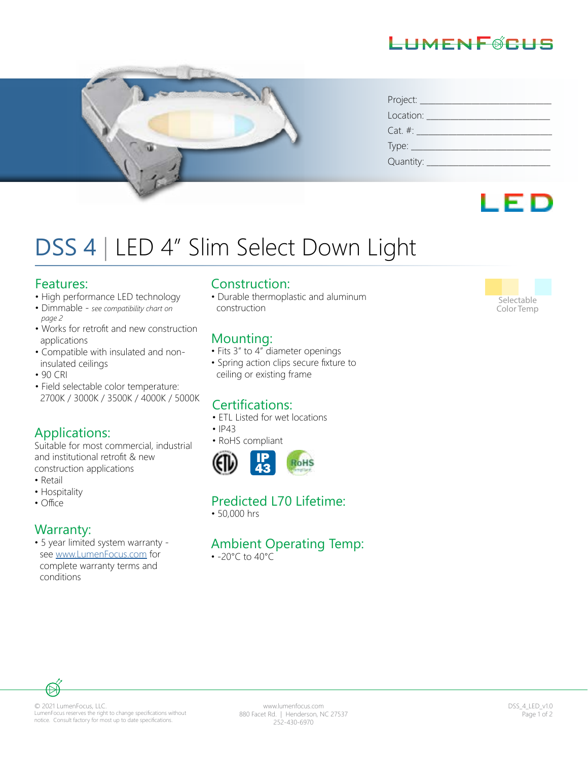LUMENFOCUS

Project: ___________________________

Location: __________________________

Cat. #: ____________________________

Type: ______________________________

Quantity: ___________________________

LED

# DSS 4 | LED 4" Slim Select Down Light

## Features:

- High performance LED technology
- Dimmable - *see compatibility chart on page 2*
- Works for retrofit and new construction applications
- Compatible with insulated and non-insulated ceilings
- 90 CRI
- Field selectable color temperature: 2700K / 3000K / 3500K / 4000K / 5000K

## Applications:

Suitable for most commercial, industrial and institutional retrofit & new construction applications

- Retail
- Hospitality
- Office

## Warranty:

- 5 year limited system warranty - see www.LumenFocus.com for complete warranty terms and conditions

## Construction:

- Durable thermoplastic and aluminum construction

## Mounting:

- Fits 3" to 4" diameter openings
- Spring action clips secure fixture to ceiling or existing frame

## Certifications:

- ETL Listed for wet locations
- IP43
- RoHS compliant

## Predicted L70 Lifetime:

- 50,000 hrs

## Ambient Operating Temp:

- -20°C to 40°C

Selectable Color Temp

© 2021 LumenFocus, LLC.
LumenFocus reserves the right to change specifications without notice. Consult factory for most up to date specifications.

www.lumenfocus.com
880 Facet Rd. | Henderson, NC 27537
252-430-6970

DSS_4_LED_v1.0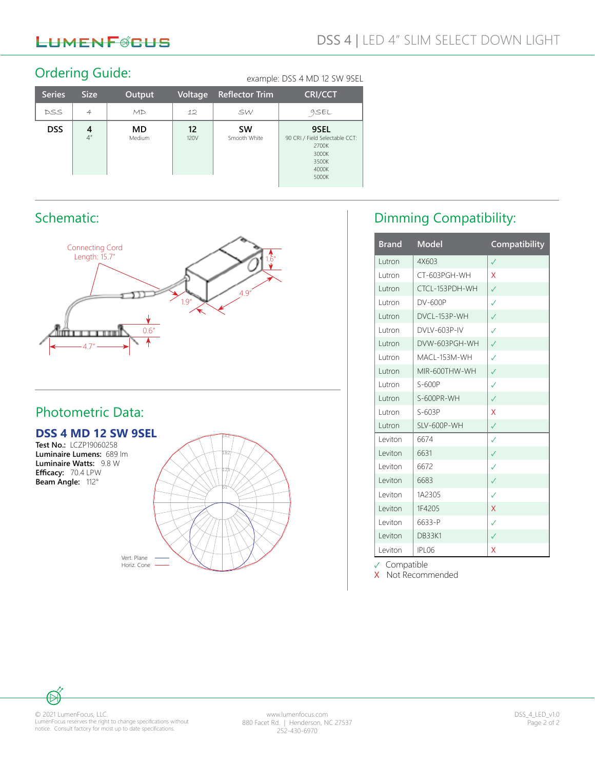## Ordering Guide:

example: DSS 4 MD 12 SW 9SEL

| Series | Size | Output | Voltage | Reflector Trim | CRI/CCT |
|---|---|---|---|---|---|
| DSS | 4 | MD | 12 | SW | 9SEL |
| **DSS** | **4** 4" | **MD** Medium | **12** 120V | **SW** Smooth White | **9SEL** 90 CRI / Field Selectable CCT: 2700K 3000K 3500K 4000K 5000K |

## Schematic:

Connecting Cord
Length: 15.7"

1.6"
4.9"
1.9"
0.6"
4.7"

## Photometric Data:

### DSS 4 MD 12 SW 9SEL

**Test No.:** LCZP19060258
**Luminaire Lumens:** 689 lm
**Luminaire Watts:** 9.8 W
**Efficacy:** 70.4 LPW
**Beam Angle:** 112°

242
182
121
61

Vert. Plane
Horiz. Cone

## Dimming Compatibility:

| Brand | Model | Compatibility |
|---|---|---|
| Lutron | 4X603 | ✓ |
| Lutron | CT-603PGH-WH | X |
| Lutron | CTCL-153PDH-WH | ✓ |
| Lutron | DV-600P | ✓ |
| Lutron | DVCL-153P-WH | ✓ |
| Lutron | DVLV-603P-IV | ✓ |
| Lutron | DVW-603PGH-WH | ✓ |
| Lutron | MACL-153M-WH | ✓ |
| Lutron | MIR-600THW-WH | ✓ |
| Lutron | S-600P | ✓ |
| Lutron | S-600PR-WH | ✓ |
| Lutron | S-603P | X |
| Lutron | SLV-600P-WH | ✓ |
| Leviton | 6674 | ✓ |
| Leviton | 6631 | ✓ |
| Leviton | 6672 | ✓ |
| Leviton | 6683 | ✓ |
| Leviton | 1A2305 | ✓ |
| Leviton | 1F4205 | X |
| Leviton | 6633-P | ✓ |
| Leviton | DB33K1 | ✓ |
| Leviton | IPL06 | X |

✓ Compatible
X Not Recommended

© 2021 LumenFocus, LLC.
LumenFocus reserves the right to change specifications without notice. Consult factory for most up to date specifications.

www.lumenfocus.com
880 Facet Rd. | Henderson, NC 27537
252-430-6970

DSS_4_LED_v1.0